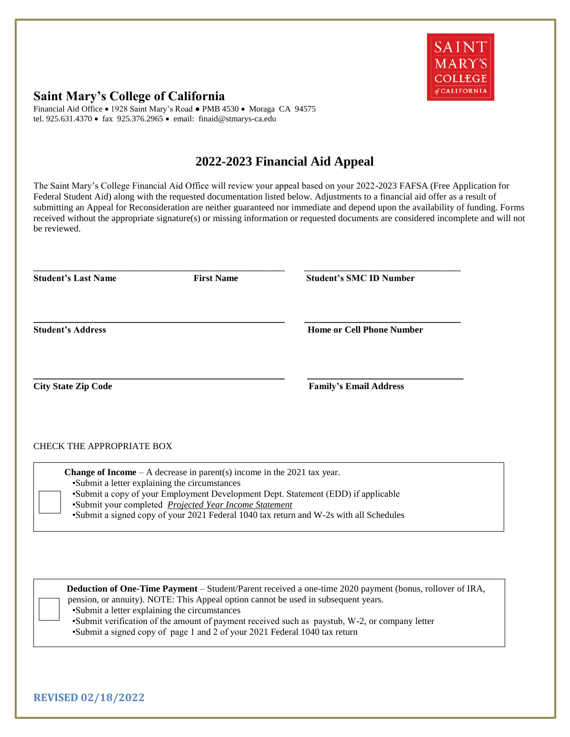## Saint Mary's College of California

Financial Aid Office • 1928 Saint Mary's Road ● PMB 4530 • Moraga CA 94575
tel. 925.631.4370 • fax 925.376.2965 • email: finaid@stmarys-ca.edu

# 2022-2023 Financial Aid Appeal

The Saint Mary's College Financial Aid Office will review your appeal based on your 2022-2023 FAFSA (Free Application for Federal Student Aid) along with the requested documentation listed below. Adjustments to a financial aid offer as a result of submitting an Appeal for Reconsideration are neither guaranteed nor immediate and depend upon the availability of funding. Forms received without the appropriate signature(s) or missing information or requested documents are considered incomplete and will not be reviewed.

**Student's Last Name** _______________ **First Name** _______________

**Student's SMC ID Number** _______________

**Student's Address** _______________

**Home or Cell Phone Number** _______________

**City State Zip Code** _______________

**Family's Email Address** _______________

CHECK THE APPROPRIATE BOX

☐ **Change of Income** – A decrease in parent(s) income in the 2021 tax year.
- Submit a letter explaining the circumstances
- Submit a copy of your Employment Development Dept. Statement (EDD) if applicable
- Submit your completed *Projected Year Income Statement*
- Submit a signed copy of your 2021 Federal 1040 tax return and W-2s with all Schedules

☐ **Deduction of One-Time Payment** – Student/Parent received a one-time 2020 payment (bonus, rollover of IRA, pension, or annuity). NOTE: This Appeal option cannot be used in subsequent years.
- Submit a letter explaining the circumstances
- Submit verification of the amount of payment received such as paystub, W-2, or company letter
- Submit a signed copy of page 1 and 2 of your 2021 Federal 1040 tax return

**REVISED 02/18/2022**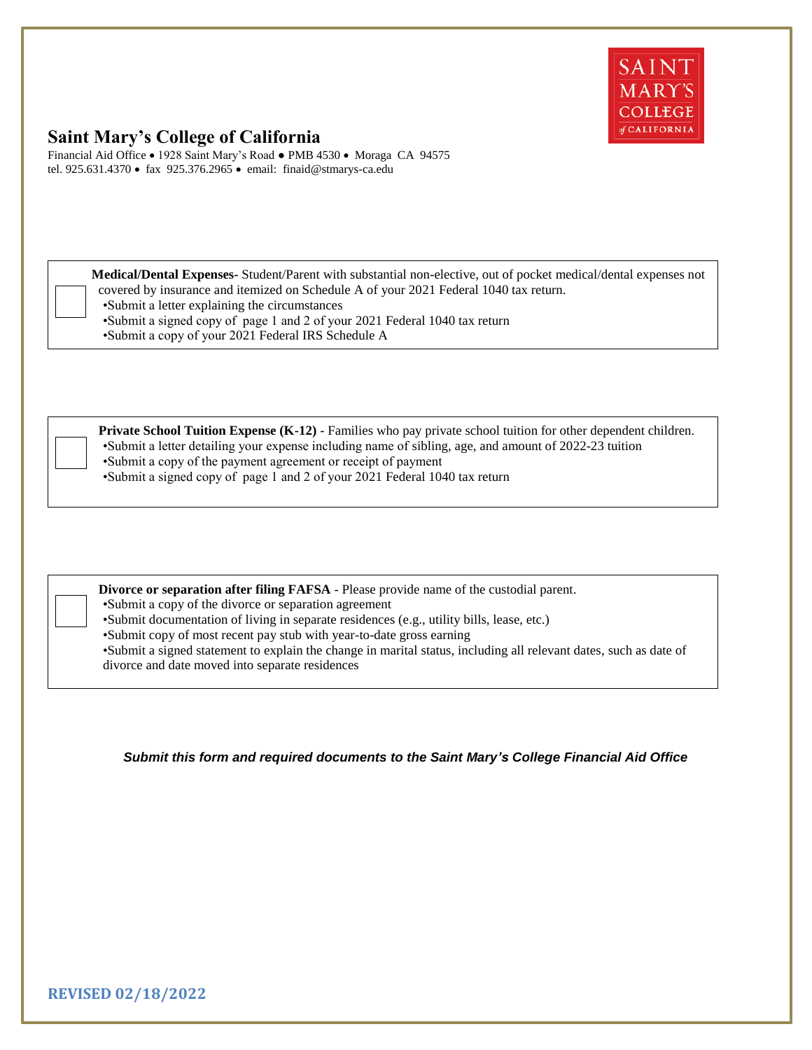## Saint Mary's College of California

Financial Aid Office • 1928 Saint Mary's Road ● PMB 4530 • Moraga CA 94575
tel. 925.631.4370 • fax 925.376.2965 • email: finaid@stmarys-ca.edu

☐ **Medical/Dental Expenses-** Student/Parent with substantial non-elective, out of pocket medical/dental expenses not covered by insurance and itemized on Schedule A of your 2021 Federal 1040 tax return.

- Submit a letter explaining the circumstances
- Submit a signed copy of page 1 and 2 of your 2021 Federal 1040 tax return
- Submit a copy of your 2021 Federal IRS Schedule A

☐ **Private School Tuition Expense (K-12)** - Families who pay private school tuition for other dependent children.

- Submit a letter detailing your expense including name of sibling, age, and amount of 2022-23 tuition
- Submit a copy of the payment agreement or receipt of payment
- Submit a signed copy of page 1 and 2 of your 2021 Federal 1040 tax return

☐ **Divorce or separation after filing FAFSA** - Please provide name of the custodial parent.

- Submit a copy of the divorce or separation agreement
- Submit documentation of living in separate residences (e.g., utility bills, lease, etc.)
- Submit copy of most recent pay stub with year-to-date gross earning
- Submit a signed statement to explain the change in marital status, including all relevant dates, such as date of divorce and date moved into separate residences

***Submit this form and required documents to the Saint Mary's College Financial Aid Office***

**REVISED 02/18/2022**